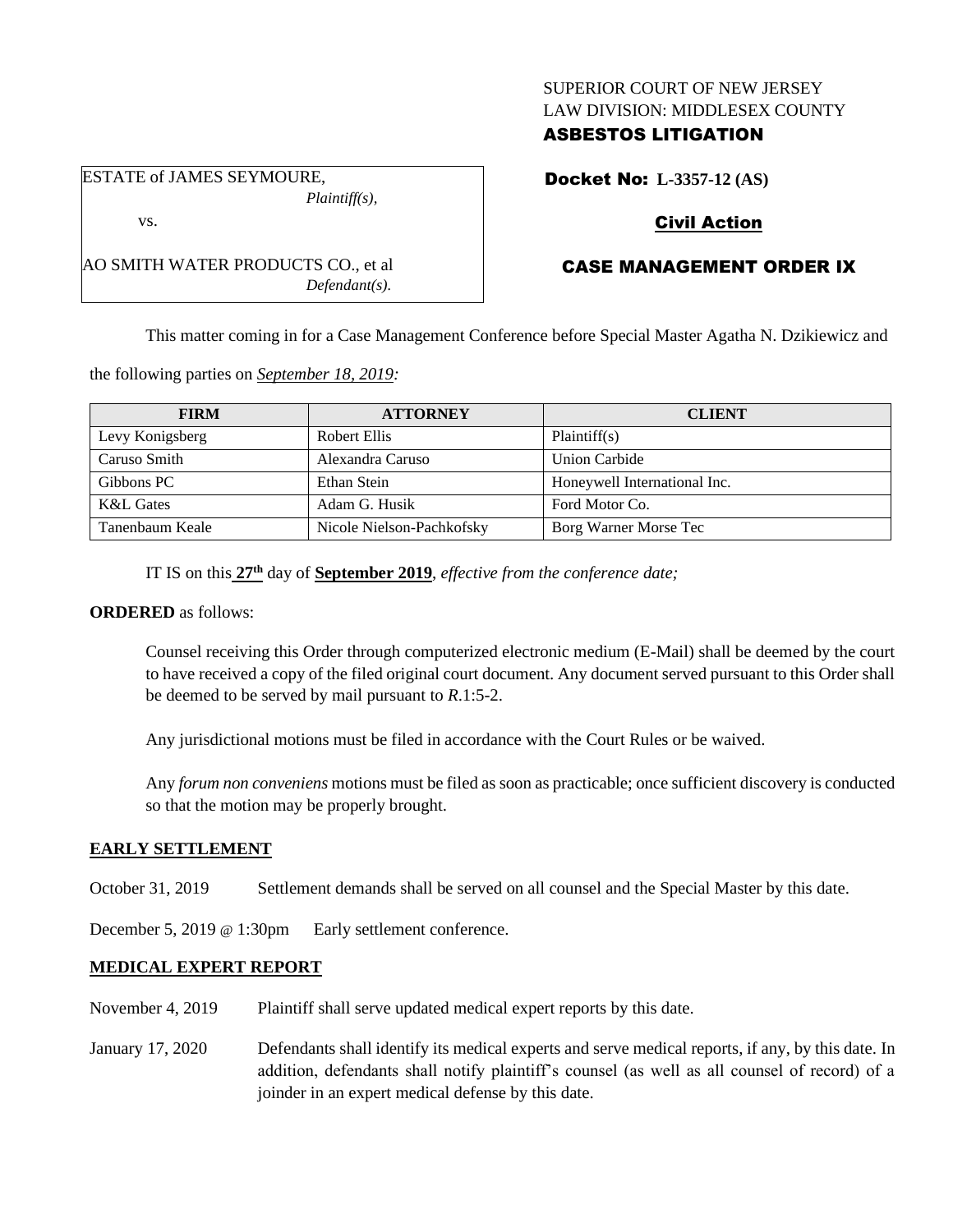SUPERIOR COURT OF NEW JERSEY
LAW DIVISION: MIDDLESEX COUNTY
**ASBESTOS LITIGATION**

ESTATE of JAMES SEYMOURE,
*Plaintiff(s),*

vs.

AO SMITH WATER PRODUCTS CO., et al
*Defendant(s).*

**Docket No: L-3357-12 (AS)**

**Civil Action**

**CASE MANAGEMENT ORDER IX**

This matter coming in for a Case Management Conference before Special Master Agatha N. Dzikiewicz and the following parties on *September 18, 2019:*

| FIRM | ATTORNEY | CLIENT |
|---|---|---|
| Levy Konigsberg | Robert Ellis | Plaintiff(s) |
| Caruso Smith | Alexandra Caruso | Union Carbide |
| Gibbons PC | Ethan Stein | Honeywell International Inc. |
| K&L Gates | Adam G. Husik | Ford Motor Co. |
| Tanenbaum Keale | Nicole Nielson-Pachkofsky | Borg Warner Morse Tec |

IT IS on this **27th** day of **September 2019**, *effective from the conference date;*

**ORDERED** as follows:

Counsel receiving this Order through computerized electronic medium (E-Mail) shall be deemed by the court to have received a copy of the filed original court document. Any document served pursuant to this Order shall be deemed to be served by mail pursuant to *R*.1:5-2.

Any jurisdictional motions must be filed in accordance with the Court Rules or be waived.

Any *forum non conveniens* motions must be filed as soon as practicable; once sufficient discovery is conducted so that the motion may be properly brought.

**EARLY SETTLEMENT**

October 31, 2019 Settlement demands shall be served on all counsel and the Special Master by this date.

December 5, 2019 @ 1:30pm Early settlement conference.

**MEDICAL EXPERT REPORT**

November 4, 2019 Plaintiff shall serve updated medical expert reports by this date.

January 17, 2020 Defendants shall identify its medical experts and serve medical reports, if any, by this date. In addition, defendants shall notify plaintiff's counsel (as well as all counsel of record) of a joinder in an expert medical defense by this date.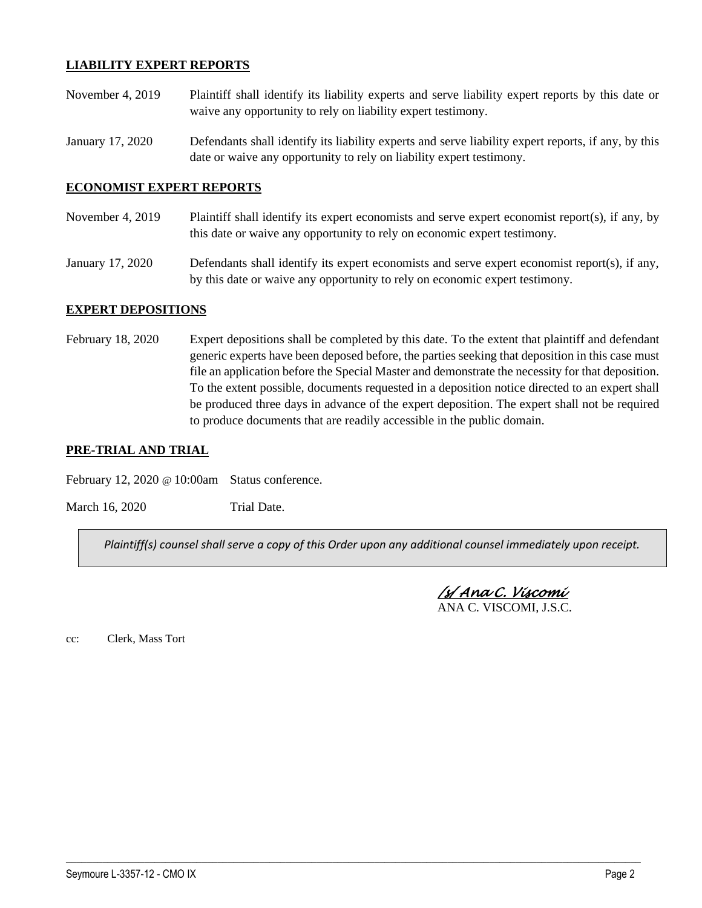**LIABILITY EXPERT REPORTS**

| | |
|---|---|
| November 4, 2019 | Plaintiff shall identify its liability experts and serve liability expert reports by this date or waive any opportunity to rely on liability expert testimony. |
| January 17, 2020 | Defendants shall identify its liability experts and serve liability expert reports, if any, by this date or waive any opportunity to rely on liability expert testimony. |

**ECONOMIST EXPERT REPORTS**

| | |
|---|---|
| November 4, 2019 | Plaintiff shall identify its expert economists and serve expert economist report(s), if any, by this date or waive any opportunity to rely on economic expert testimony. |
| January 17, 2020 | Defendants shall identify its expert economists and serve expert economist report(s), if any, by this date or waive any opportunity to rely on economic expert testimony. |

**EXPERT DEPOSITIONS**

| | |
|---|---|
| February 18, 2020 | Expert depositions shall be completed by this date. To the extent that plaintiff and defendant generic experts have been deposed before, the parties seeking that deposition in this case must file an application before the Special Master and demonstrate the necessity for that deposition. To the extent possible, documents requested in a deposition notice directed to an expert shall be produced three days in advance of the expert deposition. The expert shall not be required to produce documents that are readily accessible in the public domain. |

**PRE-TRIAL AND TRIAL**

| | |
|---|---|
| February 12, 2020 @ 10:00am | Status conference. |
| March 16, 2020 | Trial Date. |

*Plaintiff(s) counsel shall serve a copy of this Order upon any additional counsel immediately upon receipt.*

/s/ Ana C. Viscomi
ANA C. VISCOMI, J.S.C.

cc: Clerk, Mass Tort